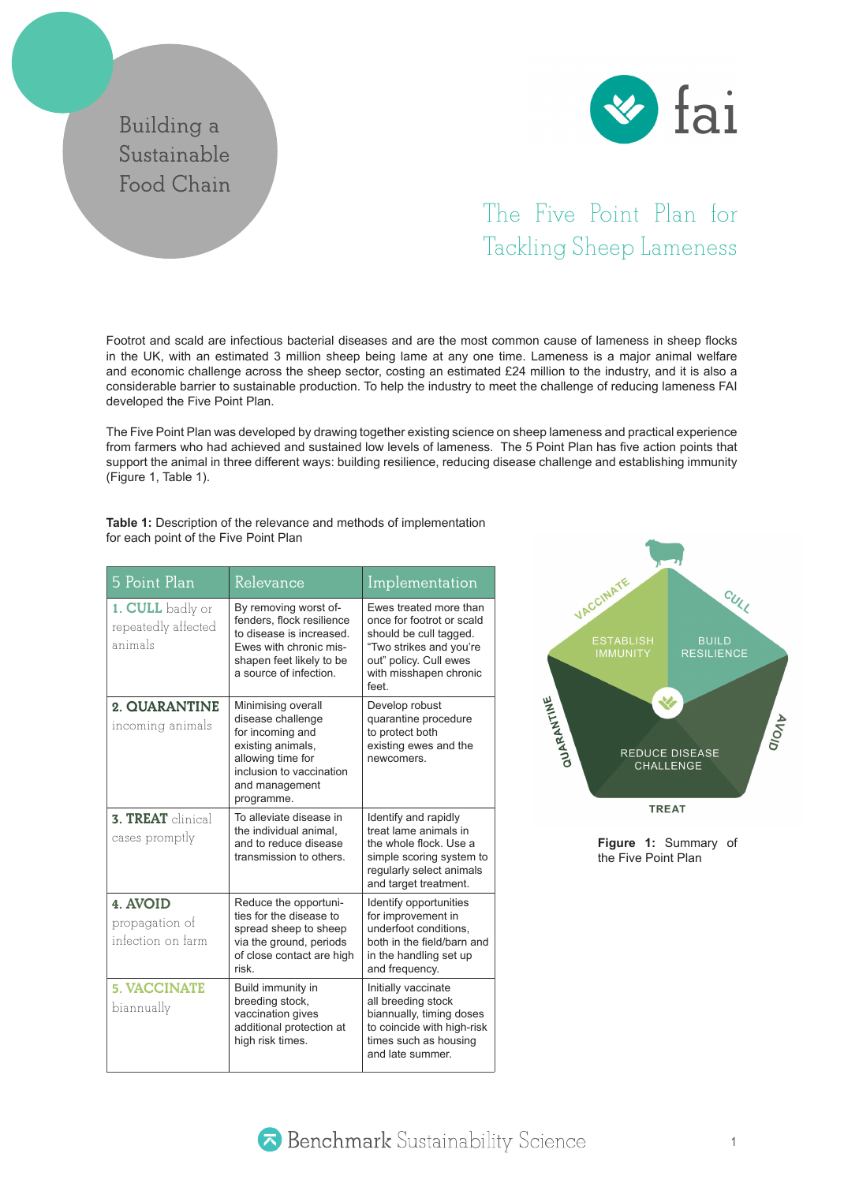Building a Sustainable Food Chain

# The Five Point Plan for Tackling Sheep Lameness

Footrot and scald are infectious bacterial diseases and are the most common cause of lameness in sheep flocks in the UK, with an estimated 3 million sheep being lame at any one time. Lameness is a major animal welfare and economic challenge across the sheep sector, costing an estimated £24 million to the industry, and it is also a considerable barrier to sustainable production. To help the industry to meet the challenge of reducing lameness FAI developed the Five Point Plan.

The Five Point Plan was developed by drawing together existing science on sheep lameness and practical experience from farmers who had achieved and sustained low levels of lameness. The 5 Point Plan has five action points that support the animal in three different ways: building resilience, reducing disease challenge and establishing immunity (Figure 1, Table 1).

**Table 1:** Description of the relevance and methods of implementation for each point of the Five Point Plan

| 5 Point Plan | Relevance | Implementation |
|---|---|---|
| **1. CULL** badly or repeatedly affected animals | By removing worst offenders, flock resilience to disease is increased. Ewes with chronic misshapen feet likely to be a source of infection. | Ewes treated more than once for footrot or scald should be cull tagged. "Two strikes and you're out" policy. Cull ewes with misshapen chronic feet. |
| **2. QUARANTINE** incoming animals | Minimising overall disease challenge for incoming and existing animals, allowing time for inclusion to vaccination and management programme. | Develop robust quarantine procedure to protect both existing ewes and the newcomers. |
| **3. TREAT** clinical cases promptly | To alleviate disease in the individual animal, and to reduce disease transmission to others. | Identify and rapidly treat lame animals in the whole flock. Use a simple scoring system to regularly select animals and target treatment. |
| **4. AVOID** propagation of infection on farm | Reduce the opportunities for the disease to spread sheep to sheep via the ground, periods of close contact are high risk. | Identify opportunities for improvement in underfoot conditions, both in the field/barn and in the handling set up and frequency. |
| **5. VACCINATE** biannually | Build immunity in breeding stock, vaccination gives additional protection at high risk times. | Initially vaccinate all breeding stock biannually, timing doses to coincide with high-risk times such as housing and late summer. |

VACCINATE — ESTABLISH IMMUNITY; CULL — BUILD RESILIENCE; QUARANTINE, AVOID, TREAT — REDUCE DISEASE CHALLENGE

**Figure 1:** Summary of the Five Point Plan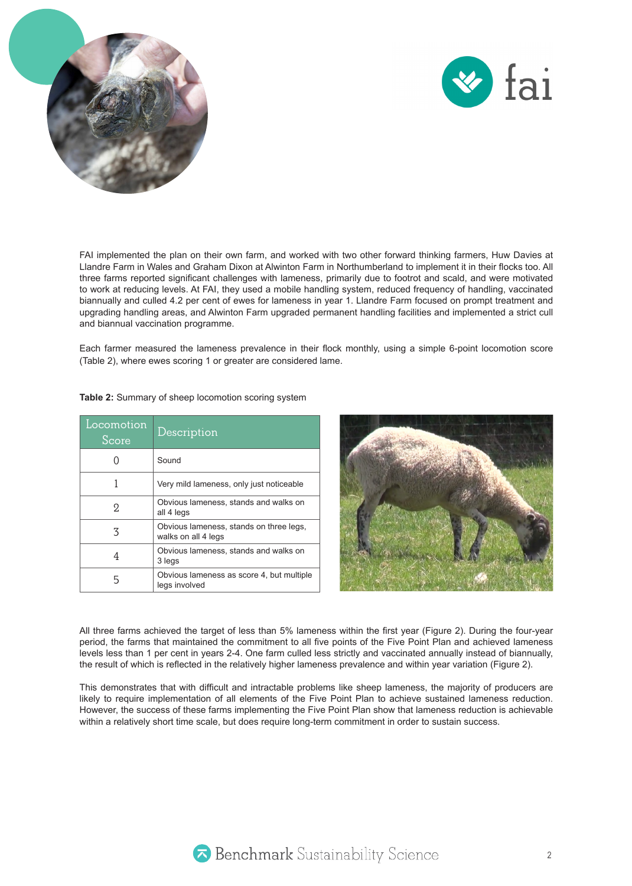FAI implemented the plan on their own farm, and worked with two other forward thinking farmers, Huw Davies at Llandre Farm in Wales and Graham Dixon at Alwinton Farm in Northumberland to implement it in their flocks too. All three farms reported significant challenges with lameness, primarily due to footrot and scald, and were motivated to work at reducing levels. At FAI, they used a mobile handling system, reduced frequency of handling, vaccinated biannually and culled 4.2 per cent of ewes for lameness in year 1. Llandre Farm focused on prompt treatment and upgrading handling areas, and Alwinton Farm upgraded permanent handling facilities and implemented a strict cull and biannual vaccination programme.

Each farmer measured the lameness prevalence in their flock monthly, using a simple 6-point locomotion score (Table 2), where ewes scoring 1 or greater are considered lame.

**Table 2:** Summary of sheep locomotion scoring system

| Locomotion Score | Description |
| --- | --- |
| 0 | Sound |
| 1 | Very mild lameness, only just noticeable |
| 2 | Obvious lameness, stands and walks on all 4 legs |
| 3 | Obvious lameness, stands on three legs, walks on all 4 legs |
| 4 | Obvious lameness, stands and walks on 3 legs |
| 5 | Obvious lameness as score 4, but multiple legs involved |

All three farms achieved the target of less than 5% lameness within the first year (Figure 2). During the four-year period, the farms that maintained the commitment to all five points of the Five Point Plan and achieved lameness levels less than 1 per cent in years 2-4. One farm culled less strictly and vaccinated annually instead of biannually, the result of which is reflected in the relatively higher lameness prevalence and within year variation (Figure 2).

This demonstrates that with difficult and intractable problems like sheep lameness, the majority of producers are likely to require implementation of all elements of the Five Point Plan to achieve sustained lameness reduction. However, the success of these farms implementing the Five Point Plan show that lameness reduction is achievable within a relatively short time scale, but does require long-term commitment in order to sustain success.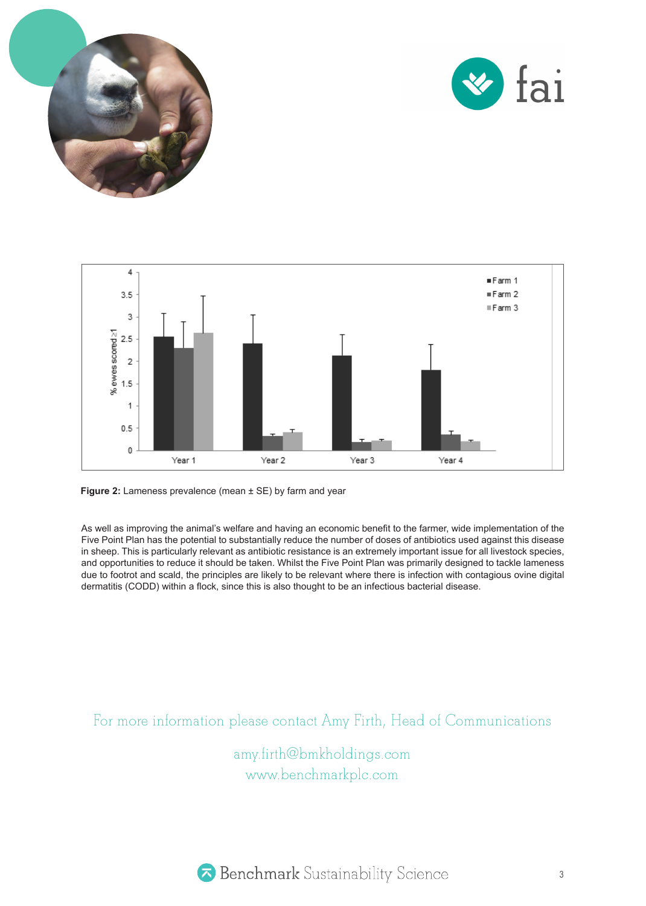fai

4
3.5
3
2.5
2
1.5
1
0.5
0

% ewes scored ≥1

Year 1
Year 2
Year 3
Year 4

Farm 1
Farm 2
Farm 3

**Figure 2:** Lameness prevalence (mean ± SE) by farm and year

As well as improving the animal's welfare and having an economic benefit to the farmer, wide implementation of the Five Point Plan has the potential to substantially reduce the number of doses of antibiotics used against this disease in sheep. This is particularly relevant as antibiotic resistance is an extremely important issue for all livestock species, and opportunities to reduce it should be taken. Whilst the Five Point Plan was primarily designed to tackle lameness due to footrot and scald, the principles are likely to be relevant where there is infection with contagious ovine digital dermatitis (CODD) within a flock, since this is also thought to be an infectious bacterial disease.

For more information please contact Amy Firth, Head of Communications

amy.firth@bmkholdings.com

www.benchmarkplc.com

Benchmark Sustainability Science